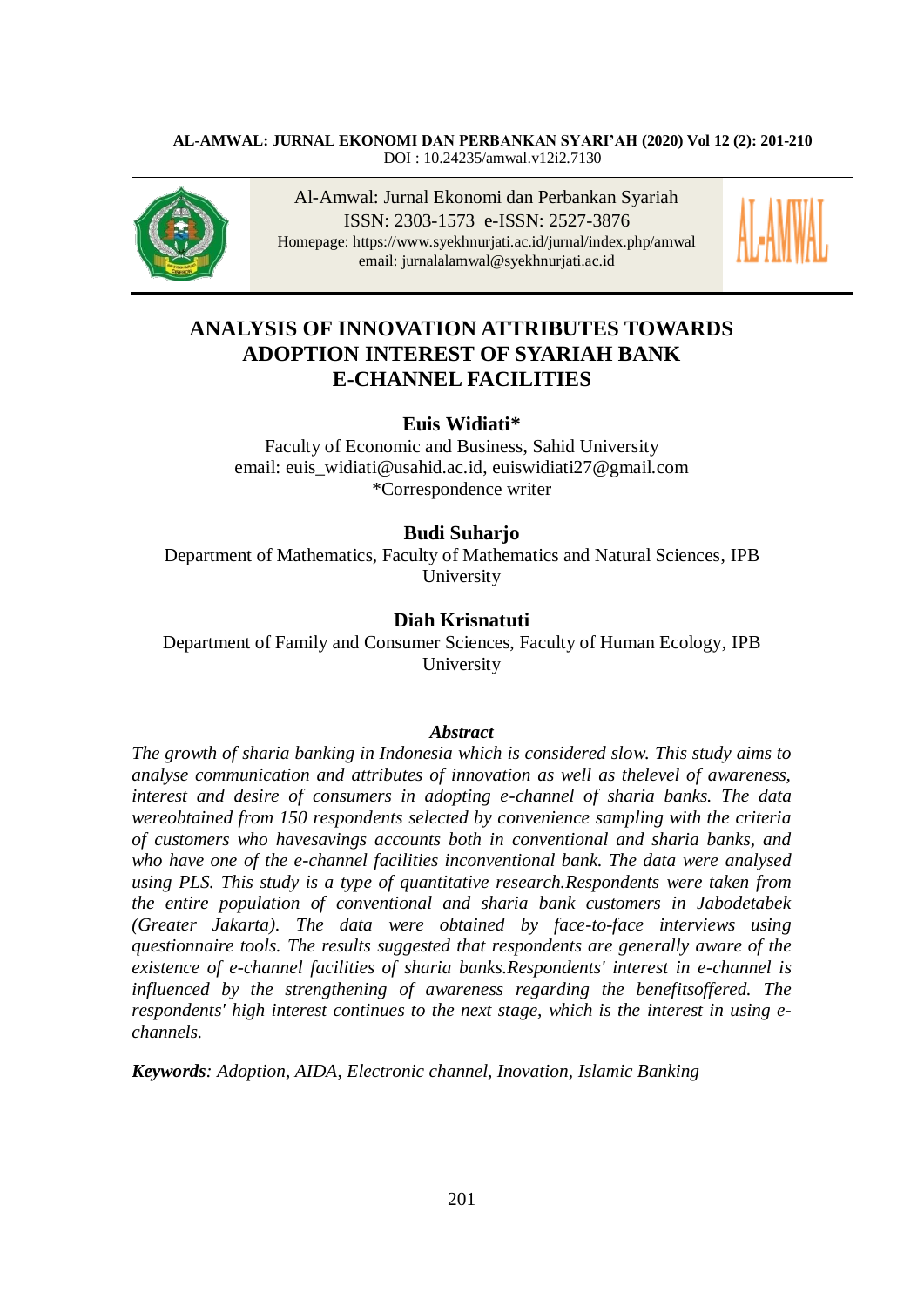# ANALYSIS OF INNOVATION ATTRIBUTES TOWARDS ADOPTION INTEREST OF SYARIAH BANK E-CHANNEL FACILITIES

**Euis Widiati***

Faculty of Economic and Business, Sahid University
email: euis_widiati@usahid.ac.id, euiswidiati27@gmail.com
*Correspondence writer

**Budi Suharjo**

Department of Mathematics, Faculty of Mathematics and Natural Sciences, IPB University

**Diah Krisnatuti**

Department of Family and Consumer Sciences, Faculty of Human Ecology, IPB University

### *Abstract*

*The growth of sharia banking in Indonesia which is considered slow. This study aims to analyse communication and attributes of innovation as well as thelevel of awareness, interest and desire of consumers in adopting e-channel of sharia banks. The data wereobtained from 150 respondents selected by convenience sampling with the criteria of customers who havesavings accounts both in conventional and sharia banks, and who have one of the e-channel facilities inconventional bank. The data were analysed using PLS. This study is a type of quantitative research.Respondents were taken from the entire population of conventional and sharia bank customers in Jabodetabek (Greater Jakarta). The data were obtained by face-to-face interviews using questionnaire tools. The results suggested that respondents are generally aware of the existence of e-channel facilities of sharia banks.Respondents' interest in e-channel is influenced by the strengthening of awareness regarding the benefitsoffered. The respondents' high interest continues to the next stage, which is the interest in using e-channels.*

***Keywords**: Adoption, AIDA, Electronic channel, Inovation, Islamic Banking*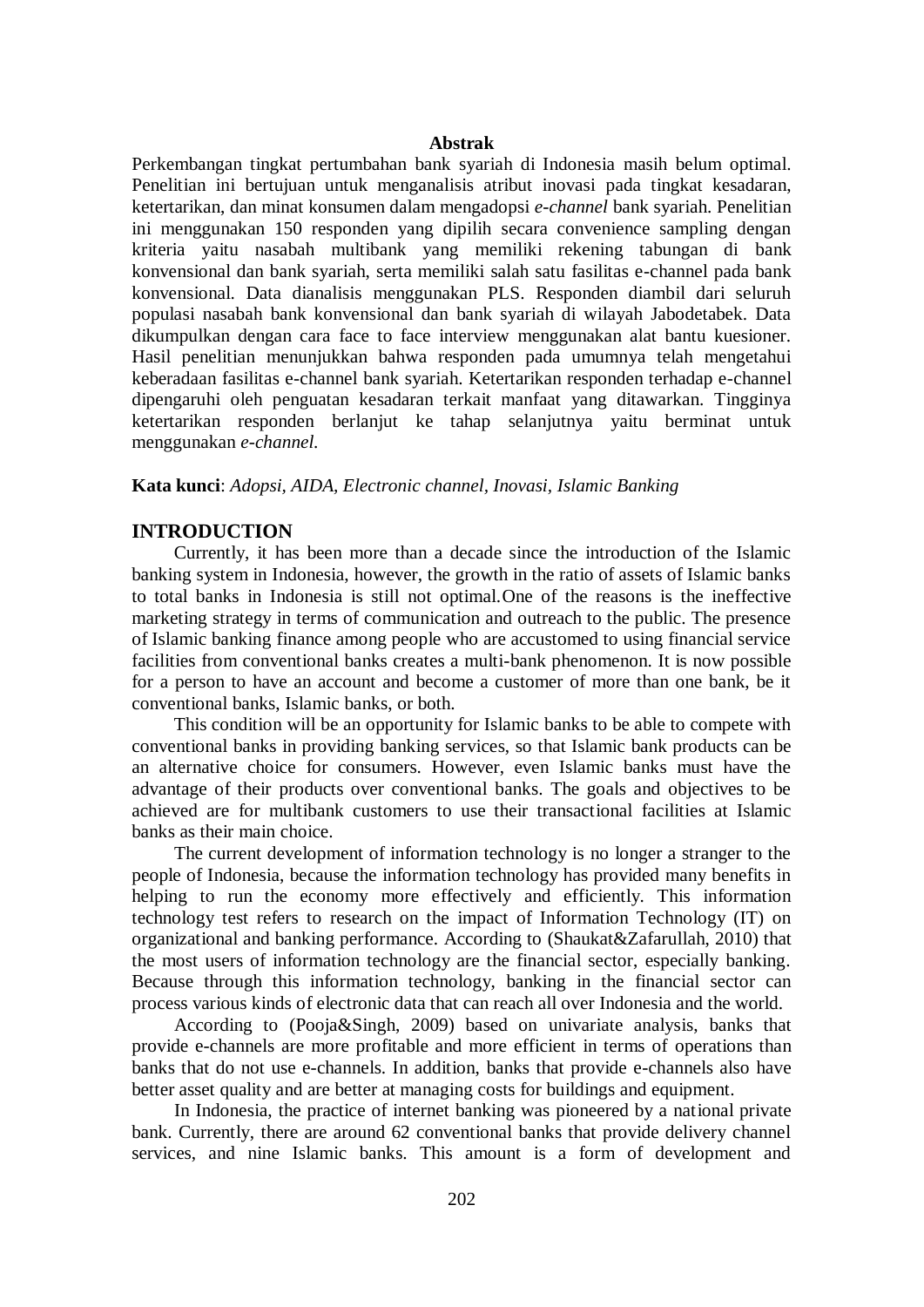**Abstrak**

Perkembangan tingkat pertumbahan bank syariah di Indonesia masih belum optimal. Penelitian ini bertujuan untuk menganalisis atribut inovasi pada tingkat kesadaran, ketertarikan, dan minat konsumen dalam mengadopsi *e-channel* bank syariah. Penelitian ini menggunakan 150 responden yang dipilih secara convenience sampling dengan kriteria yaitu nasabah multibank yang memiliki rekening tabungan di bank konvensional dan bank syariah, serta memiliki salah satu fasilitas e-channel pada bank konvensional. Data dianalisis menggunakan PLS. Responden diambil dari seluruh populasi nasabah bank konvensional dan bank syariah di wilayah Jabodetabek. Data dikumpulkan dengan cara face to face interview menggunakan alat bantu kuesioner. Hasil penelitian menunjukkan bahwa responden pada umumnya telah mengetahui keberadaan fasilitas e-channel bank syariah. Ketertarikan responden terhadap e-channel dipengaruhi oleh penguatan kesadaran terkait manfaat yang ditawarkan. Tingginya ketertarikan responden berlanjut ke tahap selanjutnya yaitu berminat untuk menggunakan *e-channel.*

**Kata kunci**: *Adopsi, AIDA, Electronic channel, Inovasi, Islamic Banking*

## INTRODUCTION

Currently, it has been more than a decade since the introduction of the Islamic banking system in Indonesia, however, the growth in the ratio of assets of Islamic banks to total banks in Indonesia is still not optimal.One of the reasons is the ineffective marketing strategy in terms of communication and outreach to the public. The presence of Islamic banking finance among people who are accustomed to using financial service facilities from conventional banks creates a multi-bank phenomenon. It is now possible for a person to have an account and become a customer of more than one bank, be it conventional banks, Islamic banks, or both.

This condition will be an opportunity for Islamic banks to be able to compete with conventional banks in providing banking services, so that Islamic bank products can be an alternative choice for consumers. However, even Islamic banks must have the advantage of their products over conventional banks. The goals and objectives to be achieved are for multibank customers to use their transactional facilities at Islamic banks as their main choice.

The current development of information technology is no longer a stranger to the people of Indonesia, because the information technology has provided many benefits in helping to run the economy more effectively and efficiently. This information technology test refers to research on the impact of Information Technology (IT) on organizational and banking performance. According to (Shaukat&Zafarullah, 2010) that the most users of information technology are the financial sector, especially banking. Because through this information technology, banking in the financial sector can process various kinds of electronic data that can reach all over Indonesia and the world.

According to (Pooja&Singh, 2009) based on univariate analysis, banks that provide e-channels are more profitable and more efficient in terms of operations than banks that do not use e-channels. In addition, banks that provide e-channels also have better asset quality and are better at managing costs for buildings and equipment.

In Indonesia, the practice of internet banking was pioneered by a national private bank. Currently, there are around 62 conventional banks that provide delivery channel services, and nine Islamic banks. This amount is a form of development and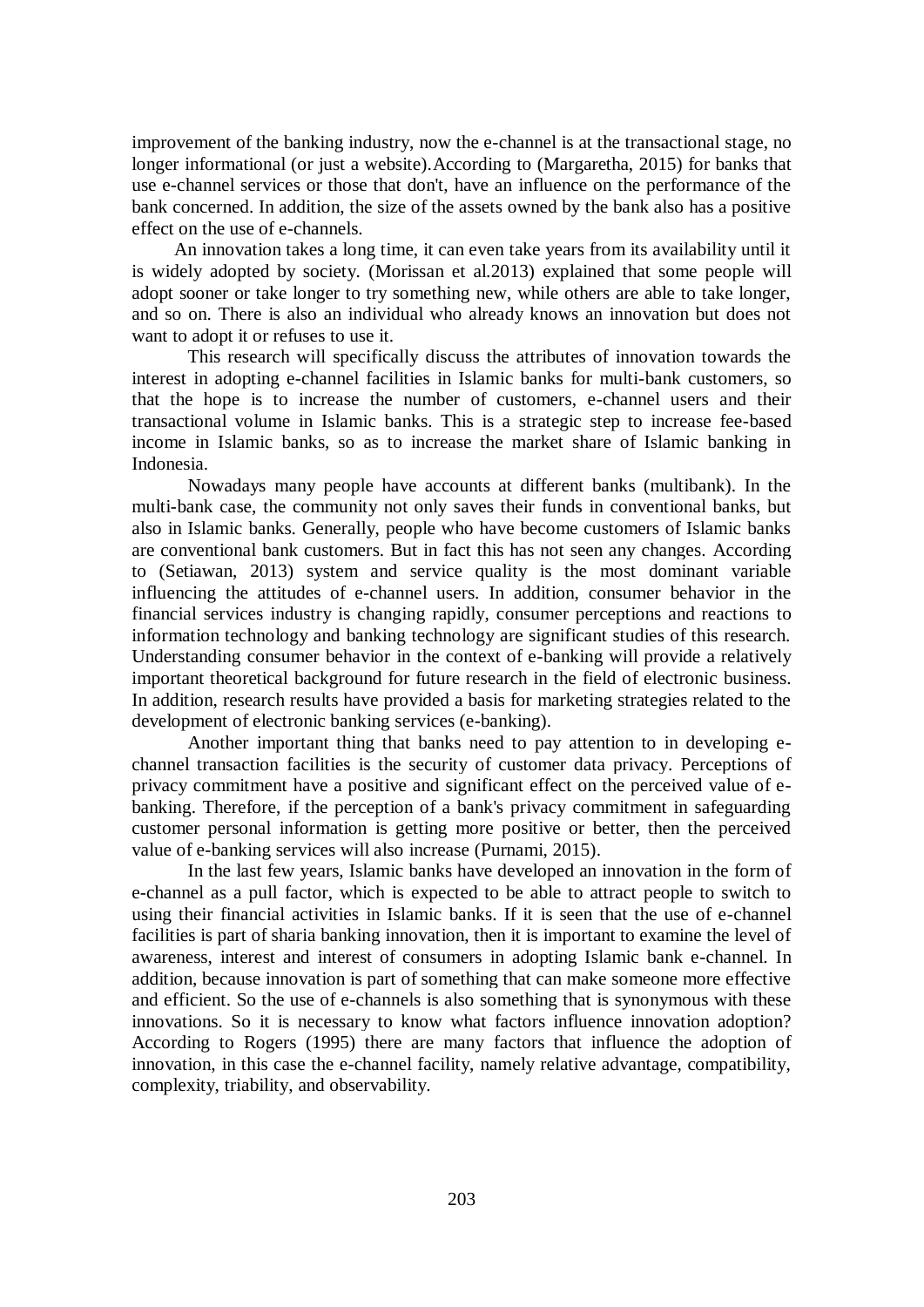improvement of the banking industry, now the e-channel is at the transactional stage, no longer informational (or just a website).According to (Margaretha, 2015) for banks that use e-channel services or those that don't, have an influence on the performance of the bank concerned. In addition, the size of the assets owned by the bank also has a positive effect on the use of e-channels.

An innovation takes a long time, it can even take years from its availability until it is widely adopted by society. (Morissan et al.2013) explained that some people will adopt sooner or take longer to try something new, while others are able to take longer, and so on. There is also an individual who already knows an innovation but does not want to adopt it or refuses to use it.

This research will specifically discuss the attributes of innovation towards the interest in adopting e-channel facilities in Islamic banks for multi-bank customers, so that the hope is to increase the number of customers, e-channel users and their transactional volume in Islamic banks. This is a strategic step to increase fee-based income in Islamic banks, so as to increase the market share of Islamic banking in Indonesia.

Nowadays many people have accounts at different banks (multibank). In the multi-bank case, the community not only saves their funds in conventional banks, but also in Islamic banks. Generally, people who have become customers of Islamic banks are conventional bank customers. But in fact this has not seen any changes. According to (Setiawan, 2013) system and service quality is the most dominant variable influencing the attitudes of e-channel users. In addition, consumer behavior in the financial services industry is changing rapidly, consumer perceptions and reactions to information technology and banking technology are significant studies of this research. Understanding consumer behavior in the context of e-banking will provide a relatively important theoretical background for future research in the field of electronic business. In addition, research results have provided a basis for marketing strategies related to the development of electronic banking services (e-banking).

Another important thing that banks need to pay attention to in developing e-channel transaction facilities is the security of customer data privacy. Perceptions of privacy commitment have a positive and significant effect on the perceived value of e-banking. Therefore, if the perception of a bank's privacy commitment in safeguarding customer personal information is getting more positive or better, then the perceived value of e-banking services will also increase (Purnami, 2015).

In the last few years, Islamic banks have developed an innovation in the form of e-channel as a pull factor, which is expected to be able to attract people to switch to using their financial activities in Islamic banks. If it is seen that the use of e-channel facilities is part of sharia banking innovation, then it is important to examine the level of awareness, interest and interest of consumers in adopting Islamic bank e-channel. In addition, because innovation is part of something that can make someone more effective and efficient. So the use of e-channels is also something that is synonymous with these innovations. So it is necessary to know what factors influence innovation adoption? According to Rogers (1995) there are many factors that influence the adoption of innovation, in this case the e-channel facility, namely relative advantage, compatibility, complexity, triability, and observability.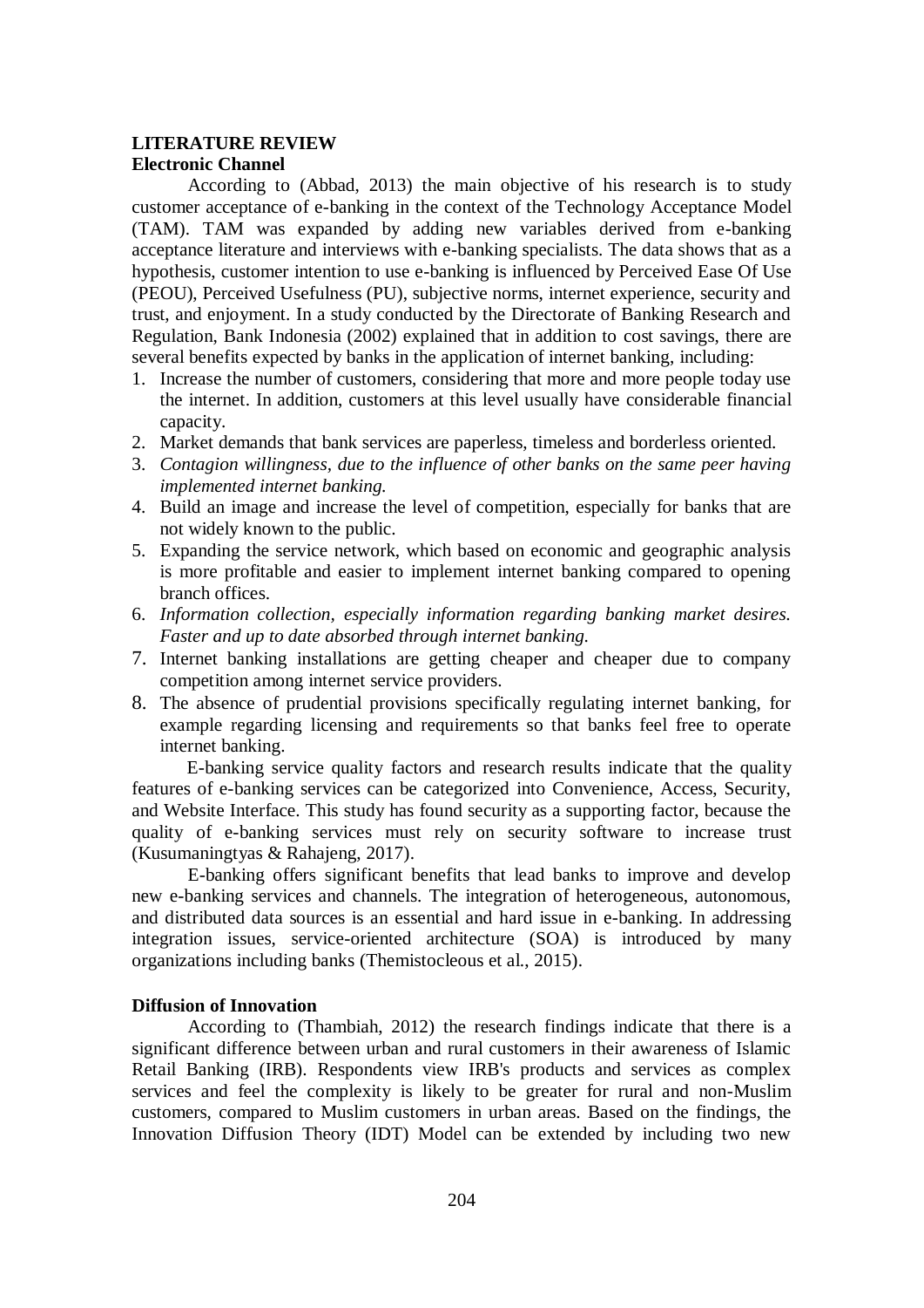## LITERATURE REVIEW

### Electronic Channel

According to (Abbad, 2013) the main objective of his research is to study customer acceptance of e-banking in the context of the Technology Acceptance Model (TAM). TAM was expanded by adding new variables derived from e-banking acceptance literature and interviews with e-banking specialists. The data shows that as a hypothesis, customer intention to use e-banking is influenced by Perceived Ease Of Use (PEOU), Perceived Usefulness (PU), subjective norms, internet experience, security and trust, and enjoyment. In a study conducted by the Directorate of Banking Research and Regulation, Bank Indonesia (2002) explained that in addition to cost savings, there are several benefits expected by banks in the application of internet banking, including:

1. Increase the number of customers, considering that more and more people today use the internet. In addition, customers at this level usually have considerable financial capacity.
2. Market demands that bank services are paperless, timeless and borderless oriented.
3. *Contagion willingness, due to the influence of other banks on the same peer having implemented internet banking.*
4. Build an image and increase the level of competition, especially for banks that are not widely known to the public.
5. Expanding the service network, which based on economic and geographic analysis is more profitable and easier to implement internet banking compared to opening branch offices.
6. *Information collection, especially information regarding banking market desires. Faster and up to date absorbed through internet banking.*
7. Internet banking installations are getting cheaper and cheaper due to company competition among internet service providers.
8. The absence of prudential provisions specifically regulating internet banking, for example regarding licensing and requirements so that banks feel free to operate internet banking.

E-banking service quality factors and research results indicate that the quality features of e-banking services can be categorized into Convenience, Access, Security, and Website Interface. This study has found security as a supporting factor, because the quality of e-banking services must rely on security software to increase trust (Kusumaningtyas & Rahajeng, 2017).

E-banking offers significant benefits that lead banks to improve and develop new e-banking services and channels. The integration of heterogeneous, autonomous, and distributed data sources is an essential and hard issue in e-banking. In addressing integration issues, service-oriented architecture (SOA) is introduced by many organizations including banks (Themistocleous et al., 2015).

### Diffusion of Innovation

According to (Thambiah, 2012) the research findings indicate that there is a significant difference between urban and rural customers in their awareness of Islamic Retail Banking (IRB). Respondents view IRB's products and services as complex services and feel the complexity is likely to be greater for rural and non-Muslim customers, compared to Muslim customers in urban areas. Based on the findings, the Innovation Diffusion Theory (IDT) Model can be extended by including two new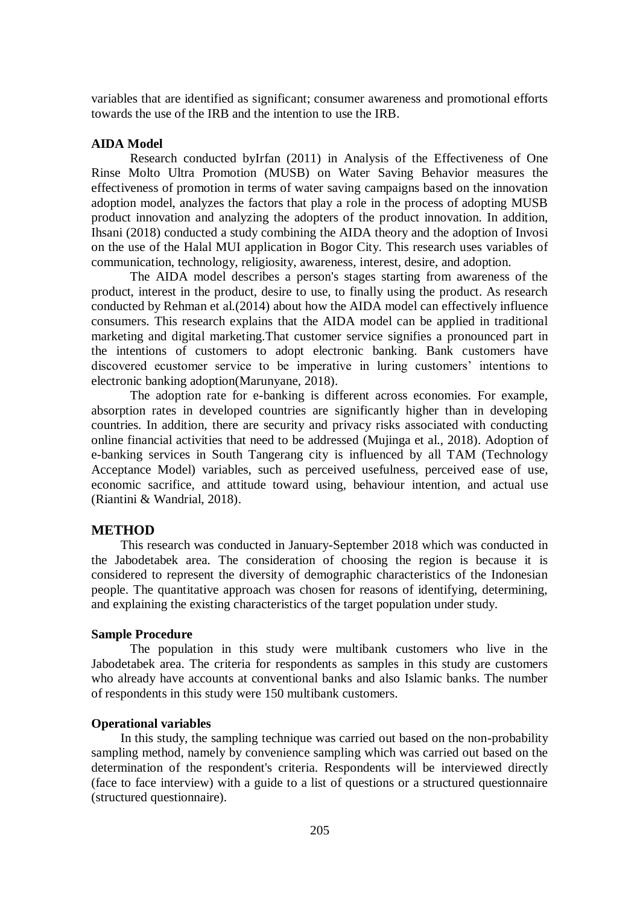variables that are identified as significant; consumer awareness and promotional efforts towards the use of the IRB and the intention to use the IRB.

### AIDA Model

Research conducted byIrfan (2011) in Analysis of the Effectiveness of One Rinse Molto Ultra Promotion (MUSB) on Water Saving Behavior measures the effectiveness of promotion in terms of water saving campaigns based on the innovation adoption model, analyzes the factors that play a role in the process of adopting MUSB product innovation and analyzing the adopters of the product innovation. In addition, Ihsani (2018) conducted a study combining the AIDA theory and the adoption of Invosi on the use of the Halal MUI application in Bogor City. This research uses variables of communication, technology, religiosity, awareness, interest, desire, and adoption.

The AIDA model describes a person's stages starting from awareness of the product, interest in the product, desire to use, to finally using the product. As research conducted by Rehman et al.(2014) about how the AIDA model can effectively influence consumers. This research explains that the AIDA model can be applied in traditional marketing and digital marketing.That customer service signifies a pronounced part in the intentions of customers to adopt electronic banking. Bank customers have discovered ecustomer service to be imperative in luring customers' intentions to electronic banking adoption(Marunyane, 2018).

The adoption rate for e-banking is different across economies. For example, absorption rates in developed countries are significantly higher than in developing countries. In addition, there are security and privacy risks associated with conducting online financial activities that need to be addressed (Mujinga et al., 2018). Adoption of e-banking services in South Tangerang city is influenced by all TAM (Technology Acceptance Model) variables, such as perceived usefulness, perceived ease of use, economic sacrifice, and attitude toward using, behaviour intention, and actual use (Riantini & Wandrial, 2018).

## METHOD

This research was conducted in January-September 2018 which was conducted in the Jabodetabek area. The consideration of choosing the region is because it is considered to represent the diversity of demographic characteristics of the Indonesian people. The quantitative approach was chosen for reasons of identifying, determining, and explaining the existing characteristics of the target population under study.

### Sample Procedure

The population in this study were multibank customers who live in the Jabodetabek area. The criteria for respondents as samples in this study are customers who already have accounts at conventional banks and also Islamic banks. The number of respondents in this study were 150 multibank customers.

### Operational variables

In this study, the sampling technique was carried out based on the non-probability sampling method, namely by convenience sampling which was carried out based on the determination of the respondent's criteria. Respondents will be interviewed directly (face to face interview) with a guide to a list of questions or a structured questionnaire (structured questionnaire).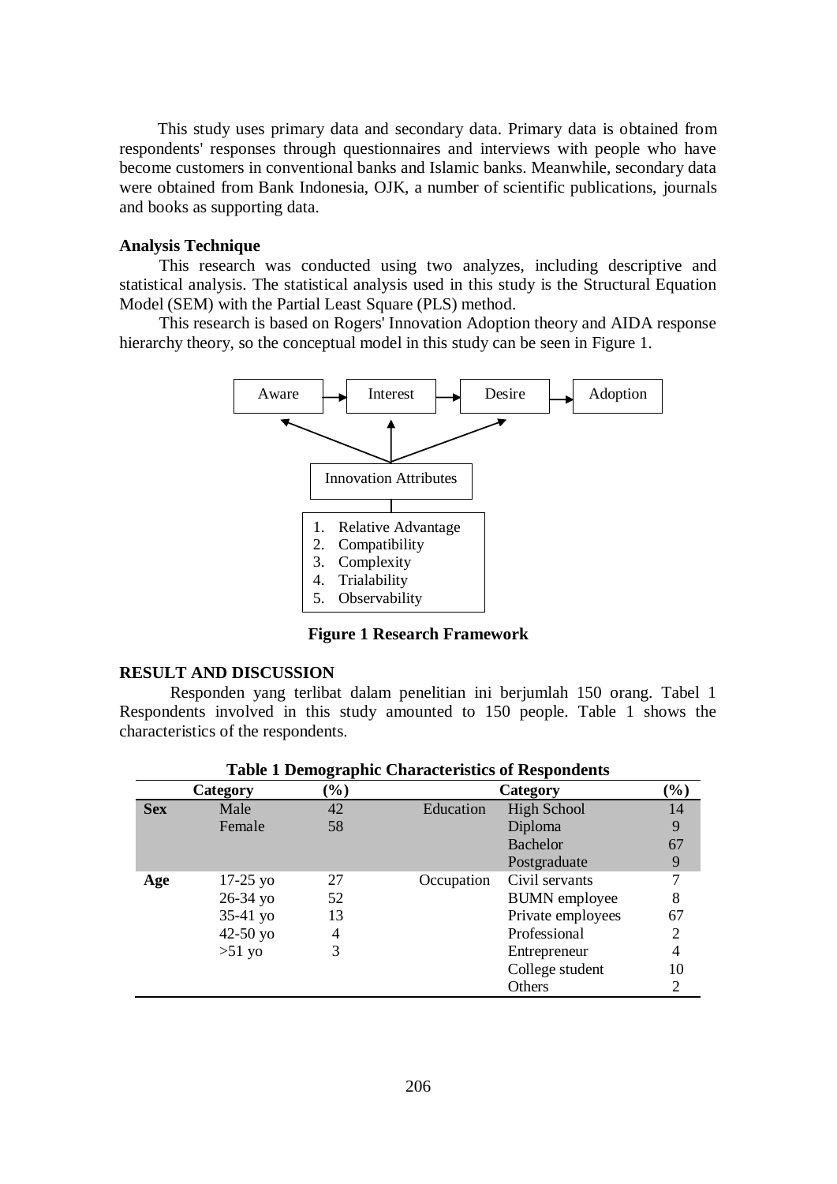This study uses primary data and secondary data. Primary data is obtained from respondents' responses through questionnaires and interviews with people who have become customers in conventional banks and Islamic banks. Meanwhile, secondary data were obtained from Bank Indonesia, OJK, a number of scientific publications, journals and books as supporting data.

**Analysis Technique**

This research was conducted using two analyzes, including descriptive and statistical analysis. The statistical analysis used in this study is the Structural Equation Model (SEM) with the Partial Least Square (PLS) method.

This research is based on Rogers' Innovation Adoption theory and AIDA response hierarchy theory, so the conceptual model in this study can be seen in Figure 1.

Aware → Interest → Desire → Adoption

Innovation Attributes

1. Relative Advantage
2. Compatibility
3. Complexity
4. Trialability
5. Observability

**Figure 1 Research Framework**

## RESULT AND DISCUSSION

Responden yang terlibat dalam penelitian ini berjumlah 150 orang. Tabel 1 Respondents involved in this study amounted to 150 people. Table 1 shows the characteristics of the respondents.

**Table 1 Demographic Characteristics of Respondents**

| Category | | (%) | Category | | (%) |
|---|---|---|---|---|---|
| **Sex** | Male | 42 | Education | High School | 14 |
| | Female | 58 | | Diploma | 9 |
| | | | | Bachelor | 67 |
| | | | | Postgraduate | 9 |
| **Age** | 17-25 yo | 27 | Occupation | Civil servants | 7 |
| | 26-34 yo | 52 | | BUMN employee | 8 |
| | 35-41 yo | 13 | | Private employees | 67 |
| | 42-50 yo | 4 | | Professional | 2 |
| | >51 yo | 3 | | Entrepreneur | 4 |
| | | | | College student | 10 |
| | | | | Others | 2 |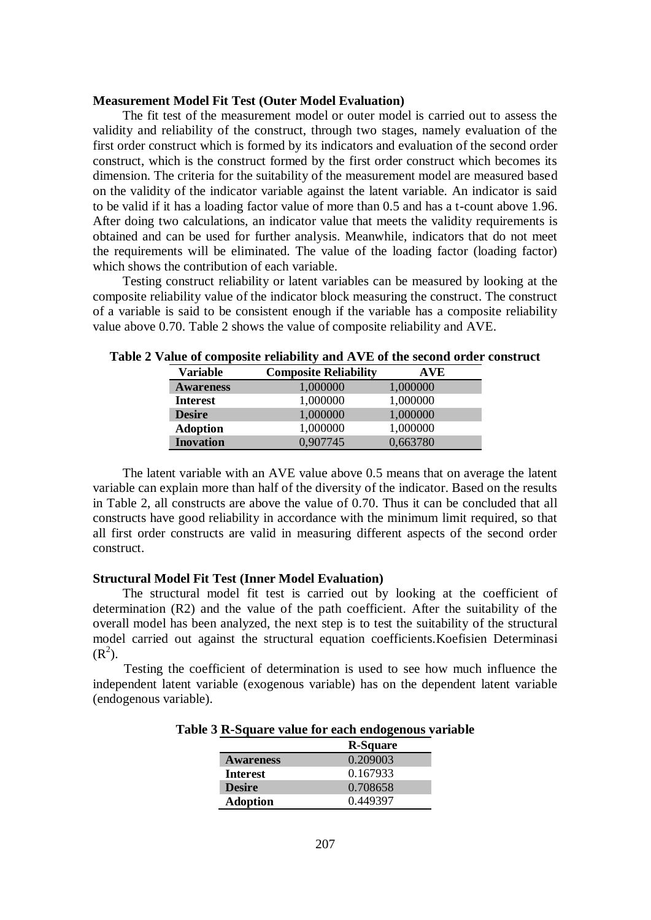### Measurement Model Fit Test (Outer Model Evaluation)

The fit test of the measurement model or outer model is carried out to assess the validity and reliability of the construct, through two stages, namely evaluation of the first order construct which is formed by its indicators and evaluation of the second order construct, which is the construct formed by the first order construct which becomes its dimension. The criteria for the suitability of the measurement model are measured based on the validity of the indicator variable against the latent variable. An indicator is said to be valid if it has a loading factor value of more than 0.5 and has a t-count above 1.96. After doing two calculations, an indicator value that meets the validity requirements is obtained and can be used for further analysis. Meanwhile, indicators that do not meet the requirements will be eliminated. The value of the loading factor (loading factor) which shows the contribution of each variable.

Testing construct reliability or latent variables can be measured by looking at the composite reliability value of the indicator block measuring the construct. The construct of a variable is said to be consistent enough if the variable has a composite reliability value above 0.70. Table 2 shows the value of composite reliability and AVE.

**Table 2 Value of composite reliability and AVE of the second order construct**

| Variable | Composite Reliability | AVE |
|---|---|---|
| **Awareness** | 1,000000 | 1,000000 |
| **Interest** | 1,000000 | 1,000000 |
| **Desire** | 1,000000 | 1,000000 |
| **Adoption** | 1,000000 | 1,000000 |
| **Inovation** | 0,907745 | 0,663780 |

The latent variable with an AVE value above 0.5 means that on average the latent variable can explain more than half of the diversity of the indicator. Based on the results in Table 2, all constructs are above the value of 0.70. Thus it can be concluded that all constructs have good reliability in accordance with the minimum limit required, so that all first order constructs are valid in measuring different aspects of the second order construct.

### Structural Model Fit Test (Inner Model Evaluation)

The structural model fit test is carried out by looking at the coefficient of determination (R2) and the value of the path coefficient. After the suitability of the overall model has been analyzed, the next step is to test the suitability of the structural model carried out against the structural equation coefficients.Koefisien Determinasi ($R^2$).

Testing the coefficient of determination is used to see how much influence the independent latent variable (exogenous variable) has on the dependent latent variable (endogenous variable).

**Table 3 R-Square value for each endogenous variable**

| | R-Square |
|---|---|
| **Awareness** | 0.209003 |
| **Interest** | 0.167933 |
| **Desire** | 0.708658 |
| **Adoption** | 0.449397 |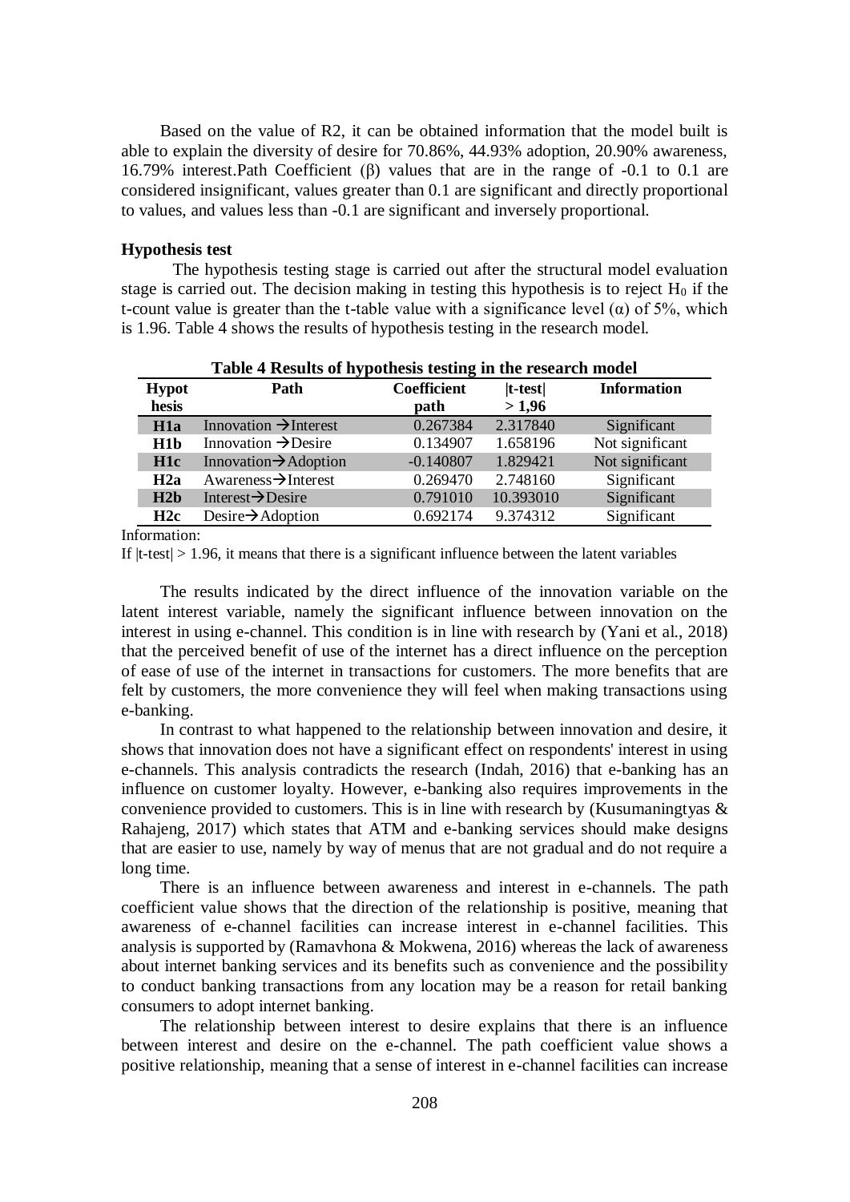Based on the value of R2, it can be obtained information that the model built is able to explain the diversity of desire for 70.86%, 44.93% adoption, 20.90% awareness, 16.79% interest.Path Coefficient (β) values that are in the range of -0.1 to 0.1 are considered insignificant, values greater than 0.1 are significant and directly proportional to values, and values less than -0.1 are significant and inversely proportional.

**Hypothesis test**

The hypothesis testing stage is carried out after the structural model evaluation stage is carried out. The decision making in testing this hypothesis is to reject $H_0$ if the t-count value is greater than the t-table value with a significance level (α) of 5%, which is 1.96. Table 4 shows the results of hypothesis testing in the research model.

**Table 4 Results of hypothesis testing in the research model**

| Hypothesis | Path | Coefficient path | \|t-test\| > 1,96 | Information |
|---|---|---|---|---|
| **H1a** | Innovation → Interest | 0.267384 | 2.317840 | Significant |
| **H1b** | Innovation → Desire | 0.134907 | 1.658196 | Not significant |
| **H1c** | Innovation → Adoption | -0.140807 | 1.829421 | Not significant |
| **H2a** | Awareness → Interest | 0.269470 | 2.748160 | Significant |
| **H2b** | Interest → Desire | 0.791010 | 10.393010 | Significant |
| **H2c** | Desire → Adoption | 0.692174 | 9.374312 | Significant |

Information:

If |t-test| > 1.96, it means that there is a significant influence between the latent variables

The results indicated by the direct influence of the innovation variable on the latent interest variable, namely the significant influence between innovation on the interest in using e-channel. This condition is in line with research by (Yani et al., 2018) that the perceived benefit of use of the internet has a direct influence on the perception of ease of use of the internet in transactions for customers. The more benefits that are felt by customers, the more convenience they will feel when making transactions using e-banking.

In contrast to what happened to the relationship between innovation and desire, it shows that innovation does not have a significant effect on respondents' interest in using e-channels. This analysis contradicts the research (Indah, 2016) that e-banking has an influence on customer loyalty. However, e-banking also requires improvements in the convenience provided to customers. This is in line with research by (Kusumaningtyas & Rahajeng, 2017) which states that ATM and e-banking services should make designs that are easier to use, namely by way of menus that are not gradual and do not require a long time.

There is an influence between awareness and interest in e-channels. The path coefficient value shows that the direction of the relationship is positive, meaning that awareness of e-channel facilities can increase interest in e-channel facilities. This analysis is supported by (Ramavhona & Mokwena, 2016) whereas the lack of awareness about internet banking services and its benefits such as convenience and the possibility to conduct banking transactions from any location may be a reason for retail banking consumers to adopt internet banking.

The relationship between interest to desire explains that there is an influence between interest and desire on the e-channel. The path coefficient value shows a positive relationship, meaning that a sense of interest in e-channel facilities can increase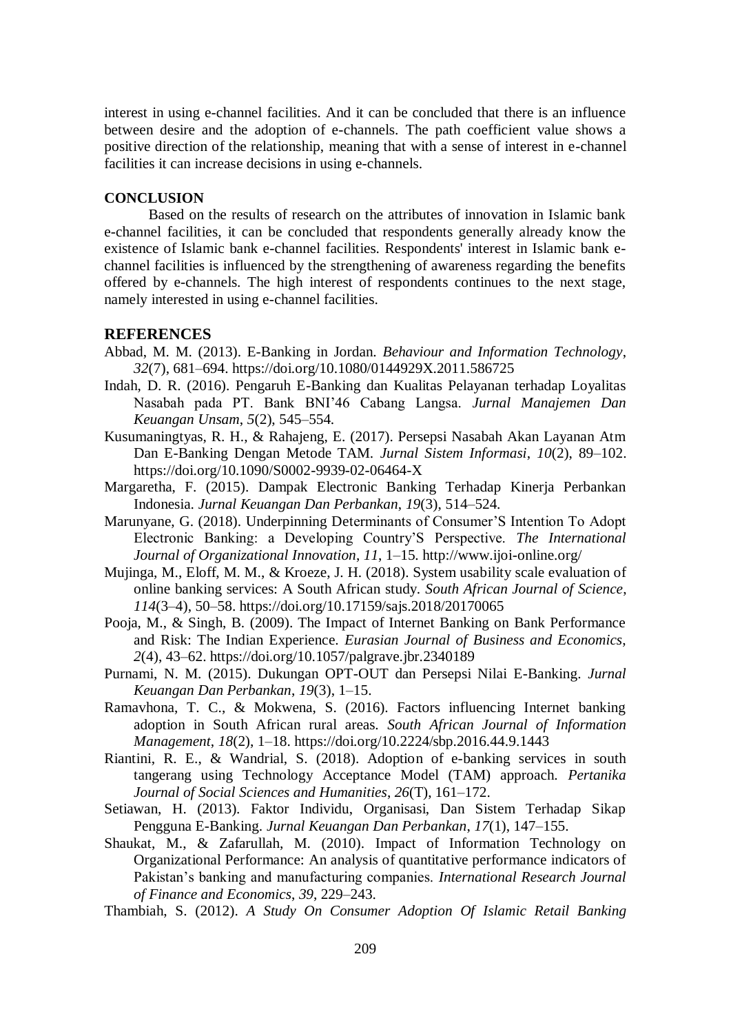interest in using e-channel facilities. And it can be concluded that there is an influence between desire and the adoption of e-channels. The path coefficient value shows a positive direction of the relationship, meaning that with a sense of interest in e-channel facilities it can increase decisions in using e-channels.

## CONCLUSION

Based on the results of research on the attributes of innovation in Islamic bank e-channel facilities, it can be concluded that respondents generally already know the existence of Islamic bank e-channel facilities. Respondents' interest in Islamic bank e-channel facilities is influenced by the strengthening of awareness regarding the benefits offered by e-channels. The high interest of respondents continues to the next stage, namely interested in using e-channel facilities.

## REFERENCES

Abbad, M. M. (2013). E-Banking in Jordan. *Behaviour and Information Technology*, *32*(7), 681–694. https://doi.org/10.1080/0144929X.2011.586725

Indah, D. R. (2016). Pengaruh E-Banking dan Kualitas Pelayanan terhadap Loyalitas Nasabah pada PT. Bank BNI'46 Cabang Langsa. *Jurnal Manajemen Dan Keuangan Unsam*, *5*(2), 545–554.

Kusumaningtyas, R. H., & Rahajeng, E. (2017). Persepsi Nasabah Akan Layanan Atm Dan E-Banking Dengan Metode TAM. *Jurnal Sistem Informasi*, *10*(2), 89–102. https://doi.org/10.1090/S0002-9939-02-06464-X

Margaretha, F. (2015). Dampak Electronic Banking Terhadap Kinerja Perbankan Indonesia. *Jurnal Keuangan Dan Perbankan*, *19*(3), 514–524.

Marunyane, G. (2018). Underpinning Determinants of Consumer'S Intention To Adopt Electronic Banking: a Developing Country'S Perspective. *The International Journal of Organizational Innovation*, *11*, 1–15. http://www.ijoi-online.org/

Mujinga, M., Eloff, M. M., & Kroeze, J. H. (2018). System usability scale evaluation of online banking services: A South African study. *South African Journal of Science*, *114*(3–4), 50–58. https://doi.org/10.17159/sajs.2018/20170065

Pooja, M., & Singh, B. (2009). The Impact of Internet Banking on Bank Performance and Risk: The Indian Experience. *Eurasian Journal of Business and Economics*, *2*(4), 43–62. https://doi.org/10.1057/palgrave.jbr.2340189

Purnami, N. M. (2015). Dukungan OPT-OUT dan Persepsi Nilai E-Banking. *Jurnal Keuangan Dan Perbankan*, *19*(3), 1–15.

Ramavhona, T. C., & Mokwena, S. (2016). Factors influencing Internet banking adoption in South African rural areas. *South African Journal of Information Management*, *18*(2), 1–18. https://doi.org/10.2224/sbp.2016.44.9.1443

Riantini, R. E., & Wandrial, S. (2018). Adoption of e-banking services in south tangerang using Technology Acceptance Model (TAM) approach. *Pertanika Journal of Social Sciences and Humanities*, *26*(T), 161–172.

Setiawan, H. (2013). Faktor Individu, Organisasi, Dan Sistem Terhadap Sikap Pengguna E-Banking. *Jurnal Keuangan Dan Perbankan*, *17*(1), 147–155.

Shaukat, M., & Zafarullah, M. (2010). Impact of Information Technology on Organizational Performance: An analysis of quantitative performance indicators of Pakistan's banking and manufacturing companies. *International Research Journal of Finance and Economics*, *39*, 229–243.

Thambiah, S. (2012). *A Study On Consumer Adoption Of Islamic Retail Banking*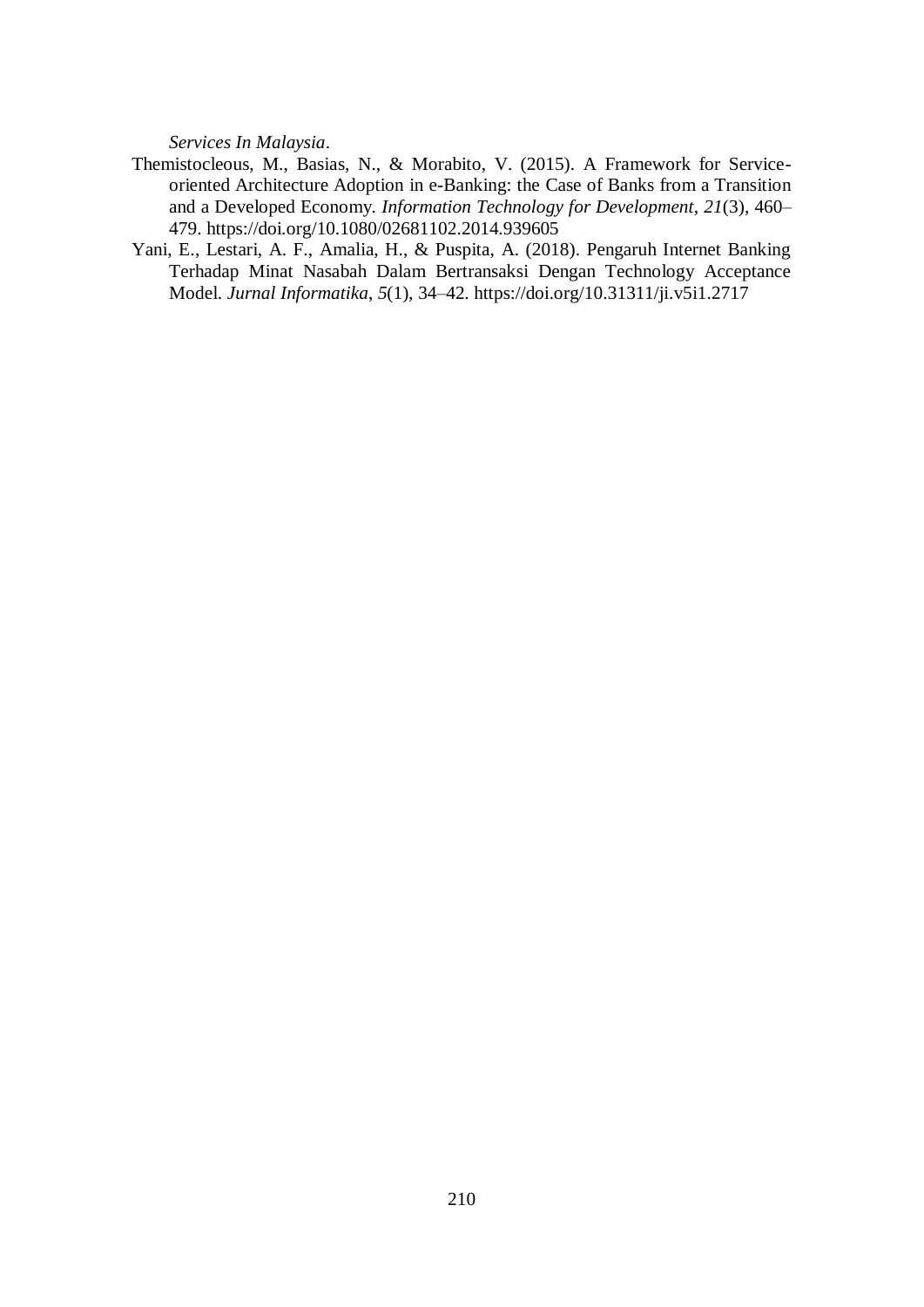*Services In Malaysia*.

Themistocleous, M., Basias, N., & Morabito, V. (2015). A Framework for Service-oriented Architecture Adoption in e-Banking: the Case of Banks from a Transition and a Developed Economy. *Information Technology for Development*, *21*(3), 460–479. https://doi.org/10.1080/02681102.2014.939605

Yani, E., Lestari, A. F., Amalia, H., & Puspita, A. (2018). Pengaruh Internet Banking Terhadap Minat Nasabah Dalam Bertransaksi Dengan Technology Acceptance Model. *Jurnal Informatika*, *5*(1), 34–42. https://doi.org/10.31311/ji.v5i1.2717